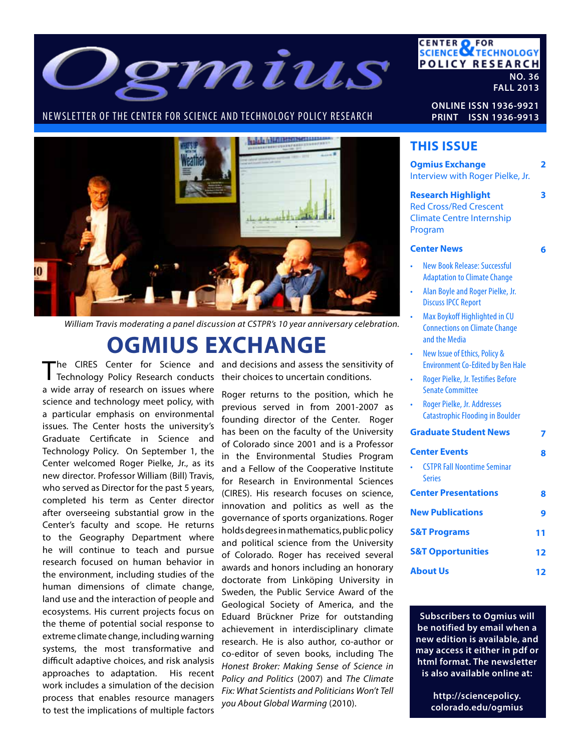# Ogmius

NEWSLETTER OF THE CENTER FOR SCIENCE AND TECHNOLOGY POLICY RESEARCH

CENTER FOR SCIENCE & TECHNOLOGY POLICY RESEARCH

NO. 36
FALL 2013

ONLINE ISSN 1936-9921
PRINT ISSN 1936-9913

William Travis moderating a panel discussion at CSTPR's 10 year anniversary celebration.

## OGMIUS EXCHANGE

The CIRES Center for Science and Technology Policy Research conducts a wide array of research on issues where science and technology meet policy, with a particular emphasis on environmental issues. The Center hosts the university's Graduate Certificate in Science and Technology Policy. On September 1, the Center welcomed Roger Pielke, Jr., as its new director. Professor William (Bill) Travis, who served as Director for the past 5 years, completed his term as Center director after overseeing substantial grow in the Center's faculty and scope. He returns to the Geography Department where he will continue to teach and pursue research focused on human behavior in the environment, including studies of the human dimensions of climate change, land use and the interaction of people and ecosystems. His current projects focus on the theme of potential social response to extreme climate change, including warning systems, the most transformative and difficult adaptive choices, and risk analysis approaches to adaptation. His recent work includes a simulation of the decision process that enables resource managers to test the implications of multiple factors and decisions and assess the sensitivity of their choices to uncertain conditions.

Roger returns to the position, which he previous served in from 2001-2007 as founding director of the Center. Roger has been on the faculty of the University of Colorado since 2001 and is a Professor in the Environmental Studies Program and a Fellow of the Cooperative Institute for Research in Environmental Sciences (CIRES). His research focuses on science, innovation and politics as well as the governance of sports organizations. Roger holds degrees in mathematics, public policy and political science from the University of Colorado. Roger has received several awards and honors including an honorary doctorate from Linköping University in Sweden, the Public Service Award of the Geological Society of America, and the Eduard Brückner Prize for outstanding achievement in interdisciplinary climate research. He is also author, co-author or co-editor of seven books, including The *Honest Broker: Making Sense of Science in Policy and Politics* (2007) and *The Climate Fix: What Scientists and Politicians Won't Tell you About Global Warming* (2010).

## THIS ISSUE

**Ogmius Exchange** — 2
Interview with Roger Pielke, Jr.

**Research Highlight** — 3
Red Cross/Red Crescent Climate Centre Internship Program

**Center News** — 6
- New Book Release: Successful Adaptation to Climate Change
- Alan Boyle and Roger Pielke, Jr. Discuss IPCC Report
- Max Boykoff Highlighted in CU Connections on Climate Change and the Media
- New Issue of Ethics, Policy & Environment Co-Edited by Ben Hale
- Roger Pielke, Jr. Testifies Before Senate Committee
- Roger Pielke, Jr. Addresses Catastrophic Flooding in Boulder

**Graduate Student News** — 7

**Center Events** — 8
- CSTPR Fall Noontime Seminar Series

**Center Presentations** — 8

**New Publications** — 9

**S&T Programs** — 11

**S&T Opportunities** — 12

**About Us** — 12

**Subscribers to Ogmius will be notified by email when a new edition is available, and may access it either in pdf or html format. The newsletter is also available online at:**

**http://sciencepolicy.colorado.edu/ogmius**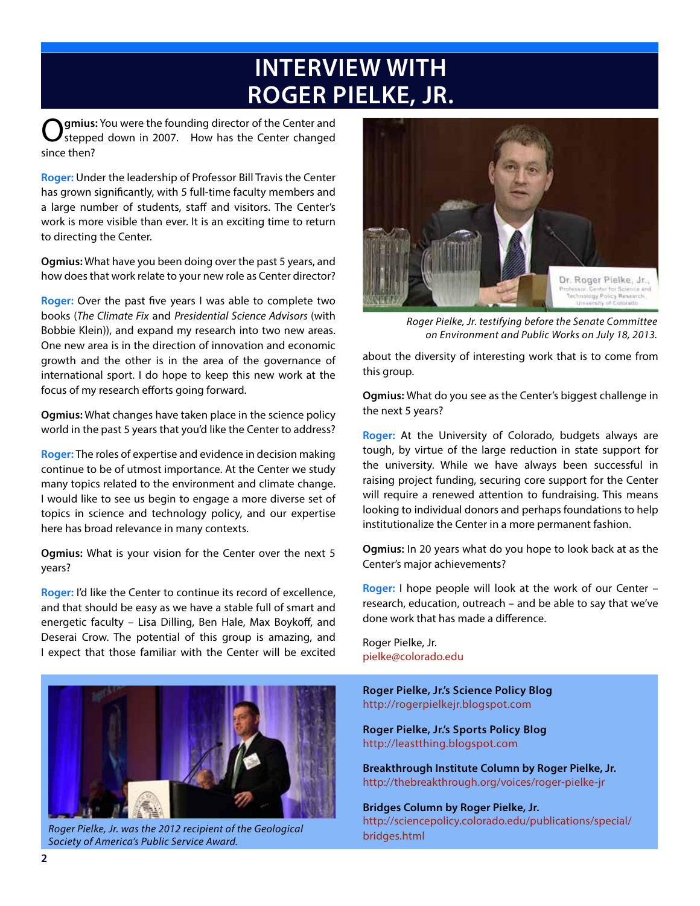# INTERVIEW WITH ROGER PIELKE, JR.

**Ogmius:** You were the founding director of the Center and stepped down in 2007. How has the Center changed since then?

**Roger:** Under the leadership of Professor Bill Travis the Center has grown significantly, with 5 full-time faculty members and a large number of students, staff and visitors. The Center's work is more visible than ever. It is an exciting time to return to directing the Center.

**Ogmius:** What have you been doing over the past 5 years, and how does that work relate to your new role as Center director?

**Roger:** Over the past five years I was able to complete two books (*The Climate Fix* and *Presidential Science Advisors* (with Bobbie Klein)), and expand my research into two new areas. One new area is in the direction of innovation and economic growth and the other is in the area of the governance of international sport. I do hope to keep this new work at the focus of my research efforts going forward.

**Ogmius:** What changes have taken place in the science policy world in the past 5 years that you'd like the Center to address?

**Roger:** The roles of expertise and evidence in decision making continue to be of utmost importance. At the Center we study many topics related to the environment and climate change. I would like to see us begin to engage a more diverse set of topics in science and technology policy, and our expertise here has broad relevance in many contexts.

**Ogmius:** What is your vision for the Center over the next 5 years?

**Roger:** I'd like the Center to continue its record of excellence, and that should be easy as we have a stable full of smart and energetic faculty – Lisa Dilling, Ben Hale, Max Boykoff, and Deserai Crow. The potential of this group is amazing, and I expect that those familiar with the Center will be excited about the diversity of interesting work that is to come from this group.

*Roger Pielke, Jr. testifying before the Senate Committee on Environment and Public Works on July 18, 2013.*

**Ogmius:** What do you see as the Center's biggest challenge in the next 5 years?

**Roger:** At the University of Colorado, budgets always are tough, by virtue of the large reduction in state support for the university. While we have always been successful in raising project funding, securing core support for the Center will require a renewed attention to fundraising. This means looking to individual donors and perhaps foundations to help institutionalize the Center in a more permanent fashion.

**Ogmius:** In 20 years what do you hope to look back at as the Center's major achievements?

**Roger:** I hope people will look at the work of our Center – research, education, outreach – and be able to say that we've done work that has made a difference.

Roger Pielke, Jr.
pielke@colorado.edu

*Roger Pielke, Jr. was the 2012 recipient of the Geological Society of America's Public Service Award.*

**Roger Pielke, Jr.'s Science Policy Blog**
http://rogerpielkejr.blogspot.com

**Roger Pielke, Jr.'s Sports Policy Blog**
http://leastthing.blogspot.com

**Breakthrough Institute Column by Roger Pielke, Jr.**
http://thebreakthrough.org/voices/roger-pielke-jr

**Bridges Column by Roger Pielke, Jr.**
http://sciencepolicy.colorado.edu/publications/special/bridges.html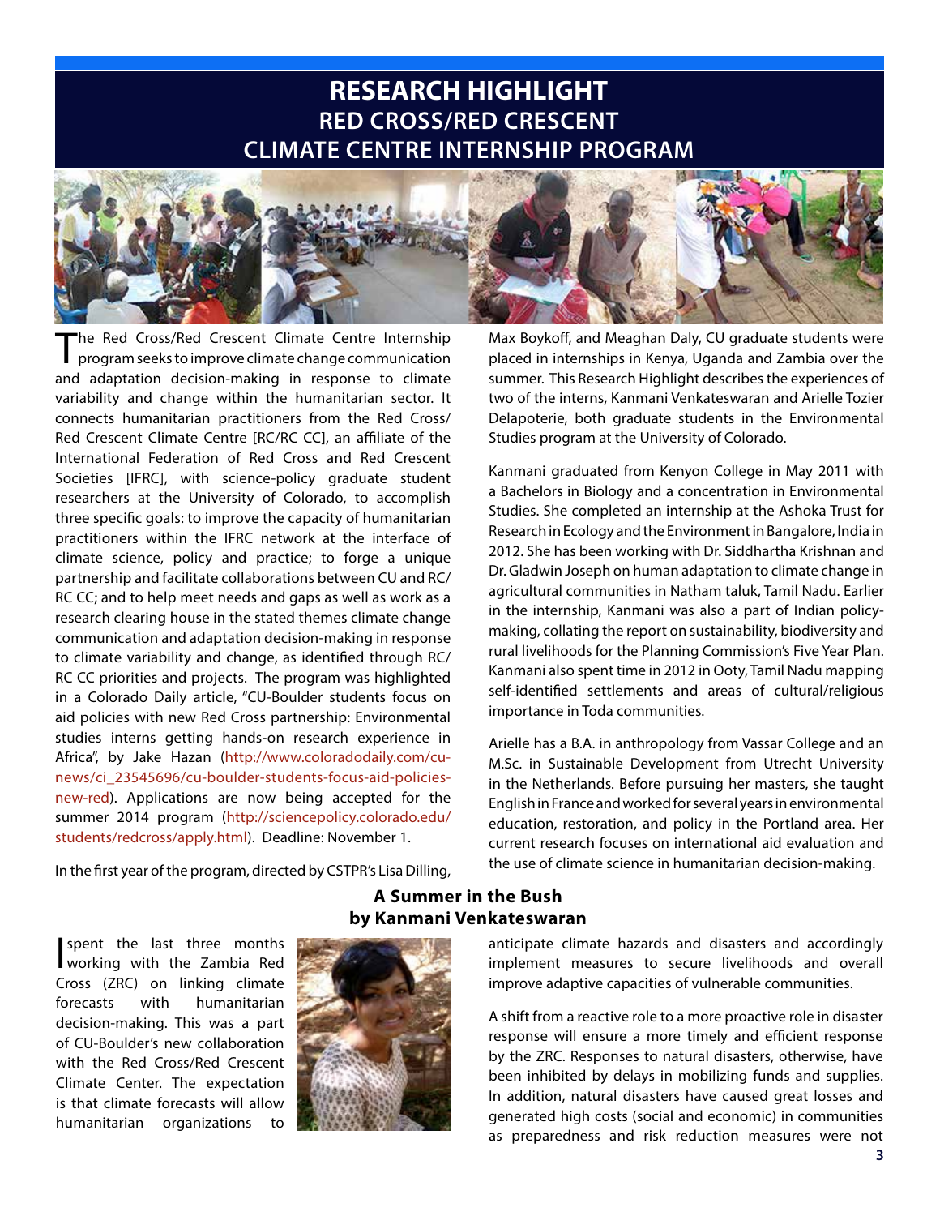# RESEARCH HIGHLIGHT
## RED CROSS/RED CRESCENT CLIMATE CENTRE INTERNSHIP PROGRAM

The Red Cross/Red Crescent Climate Centre Internship program seeks to improve climate change communication and adaptation decision-making in response to climate variability and change within the humanitarian sector. It connects humanitarian practitioners from the Red Cross/Red Crescent Climate Centre [RC/RC CC], an affiliate of the International Federation of Red Cross and Red Crescent Societies [IFRC], with science-policy graduate student researchers at the University of Colorado, to accomplish three specific goals: to improve the capacity of humanitarian practitioners within the IFRC network at the interface of climate science, policy and practice; to forge a unique partnership and facilitate collaborations between CU and RC/RC CC; and to help meet needs and gaps as well as work as a research clearing house in the stated themes climate change communication and adaptation decision-making in response to climate variability and change, as identified through RC/RC CC priorities and projects. The program was highlighted in a Colorado Daily article, "CU-Boulder students focus on aid policies with new Red Cross partnership: Environmental studies interns getting hands-on research experience in Africa", by Jake Hazan (http://www.coloradodaily.com/cu-news/ci_23545696/cu-boulder-students-focus-aid-policies-new-red). Applications are now being accepted for the summer 2014 program (http://sciencepolicy.colorado.edu/students/redcross/apply.html). Deadline: November 1.

In the first year of the program, directed by CSTPR's Lisa Dilling, Max Boykoff, and Meaghan Daly, CU graduate students were placed in internships in Kenya, Uganda and Zambia over the summer. This Research Highlight describes the experiences of two of the interns, Kanmani Venkateswaran and Arielle Tozier Delapoterie, both graduate students in the Environmental Studies program at the University of Colorado.

Kanmani graduated from Kenyon College in May 2011 with a Bachelors in Biology and a concentration in Environmental Studies. She completed an internship at the Ashoka Trust for Research in Ecology and the Environment in Bangalore, India in 2012. She has been working with Dr. Siddhartha Krishnan and Dr. Gladwin Joseph on human adaptation to climate change in agricultural communities in Natham taluk, Tamil Nadu. Earlier in the internship, Kanmani was also a part of Indian policy-making, collating the report on sustainability, biodiversity and rural livelihoods for the Planning Commission's Five Year Plan. Kanmani also spent time in 2012 in Ooty, Tamil Nadu mapping self-identified settlements and areas of cultural/religious importance in Toda communities.

Arielle has a B.A. in anthropology from Vassar College and an M.Sc. in Sustainable Development from Utrecht University in the Netherlands. Before pursuing her masters, she taught English in France and worked for several years in environmental education, restoration, and policy in the Portland area. Her current research focuses on international aid evaluation and the use of climate science in humanitarian decision-making.

### A Summer in the Bush
**by Kanmani Venkateswaran**

I spent the last three months working with the Zambia Red Cross (ZRC) on linking climate forecasts with humanitarian decision-making. This was a part of CU-Boulder's new collaboration with the Red Cross/Red Crescent Climate Center. The expectation is that climate forecasts will allow humanitarian organizations to anticipate climate hazards and disasters and accordingly implement measures to secure livelihoods and overall improve adaptive capacities of vulnerable communities.

A shift from a reactive role to a more proactive role in disaster response will ensure a more timely and efficient response by the ZRC. Responses to natural disasters, otherwise, have been inhibited by delays in mobilizing funds and supplies. In addition, natural disasters have caused great losses and generated high costs (social and economic) in communities as preparedness and risk reduction measures were not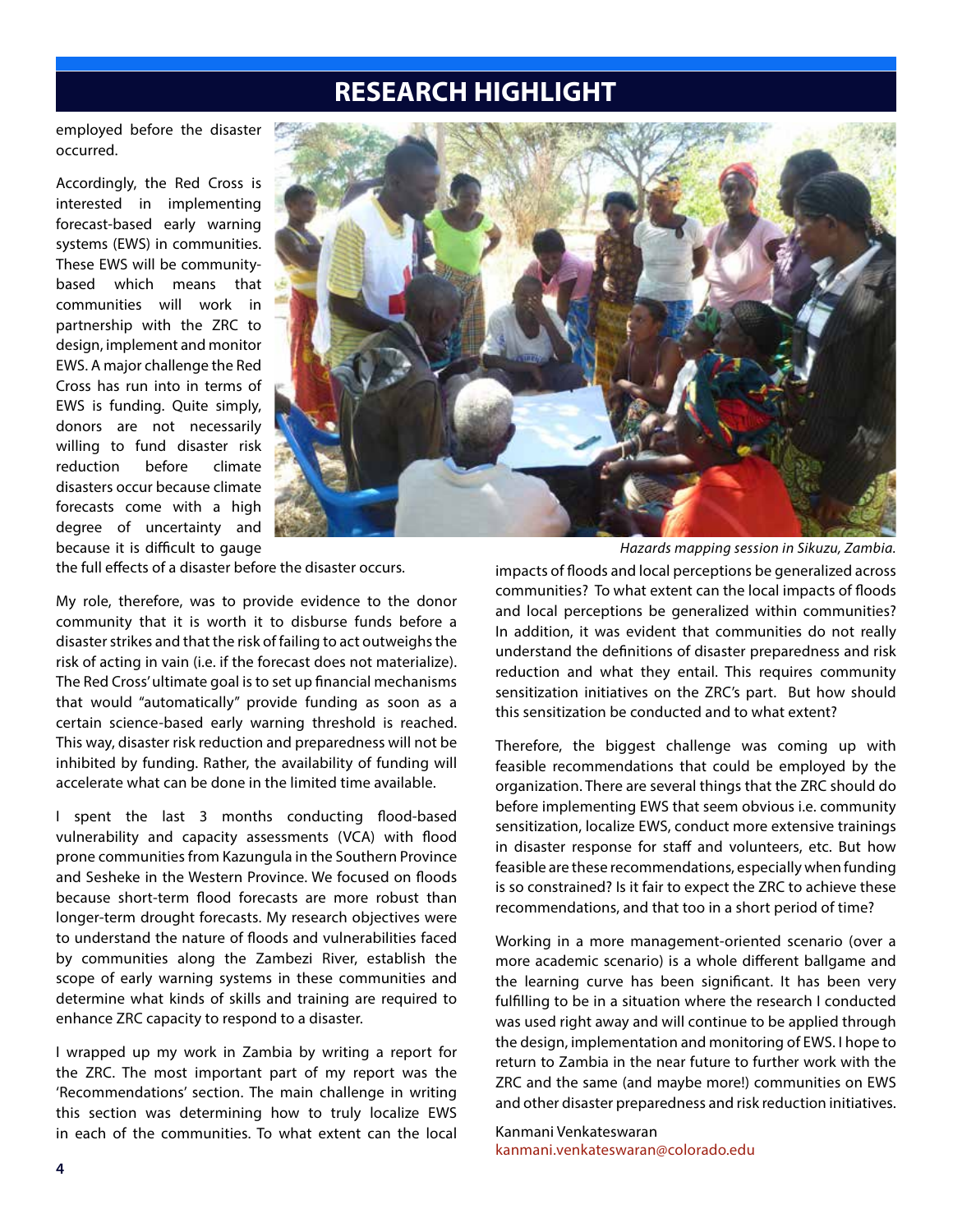# RESEARCH HIGHLIGHT

employed before the disaster occurred.

Accordingly, the Red Cross is interested in implementing forecast-based early warning systems (EWS) in communities. These EWS will be community-based which means that communities will work in partnership with the ZRC to design, implement and monitor EWS. A major challenge the Red Cross has run into in terms of EWS is funding. Quite simply, donors are not necessarily willing to fund disaster risk reduction before climate disasters occur because climate forecasts come with a high degree of uncertainty and because it is difficult to gauge the full effects of a disaster before the disaster occurs.

*Hazards mapping session in Sikuzu, Zambia.*

My role, therefore, was to provide evidence to the donor community that it is worth it to disburse funds before a disaster strikes and that the risk of failing to act outweighs the risk of acting in vain (i.e. if the forecast does not materialize). The Red Cross' ultimate goal is to set up financial mechanisms that would "automatically" provide funding as soon as a certain science-based early warning threshold is reached. This way, disaster risk reduction and preparedness will not be inhibited by funding. Rather, the availability of funding will accelerate what can be done in the limited time available.

I spent the last 3 months conducting flood-based vulnerability and capacity assessments (VCA) with flood prone communities from Kazungula in the Southern Province and Sesheke in the Western Province. We focused on floods because short-term flood forecasts are more robust than longer-term drought forecasts. My research objectives were to understand the nature of floods and vulnerabilities faced by communities along the Zambezi River, establish the scope of early warning systems in these communities and determine what kinds of skills and training are required to enhance ZRC capacity to respond to a disaster.

I wrapped up my work in Zambia by writing a report for the ZRC. The most important part of my report was the 'Recommendations' section. The main challenge in writing this section was determining how to truly localize EWS in each of the communities. To what extent can the local impacts of floods and local perceptions be generalized across communities? To what extent can the local impacts of floods and local perceptions be generalized within communities? In addition, it was evident that communities do not really understand the definitions of disaster preparedness and risk reduction and what they entail. This requires community sensitization initiatives on the ZRC's part. But how should this sensitization be conducted and to what extent?

Therefore, the biggest challenge was coming up with feasible recommendations that could be employed by the organization. There are several things that the ZRC should do before implementing EWS that seem obvious i.e. community sensitization, localize EWS, conduct more extensive trainings in disaster response for staff and volunteers, etc. But how feasible are these recommendations, especially when funding is so constrained? Is it fair to expect the ZRC to achieve these recommendations, and that too in a short period of time?

Working in a more management-oriented scenario (over a more academic scenario) is a whole different ballgame and the learning curve has been significant. It has been very fulfilling to be in a situation where the research I conducted was used right away and will continue to be applied through the design, implementation and monitoring of EWS. I hope to return to Zambia in the near future to further work with the ZRC and the same (and maybe more!) communities on EWS and other disaster preparedness and risk reduction initiatives.

Kanmani Venkateswaran
kanmani.venkateswaran@colorado.edu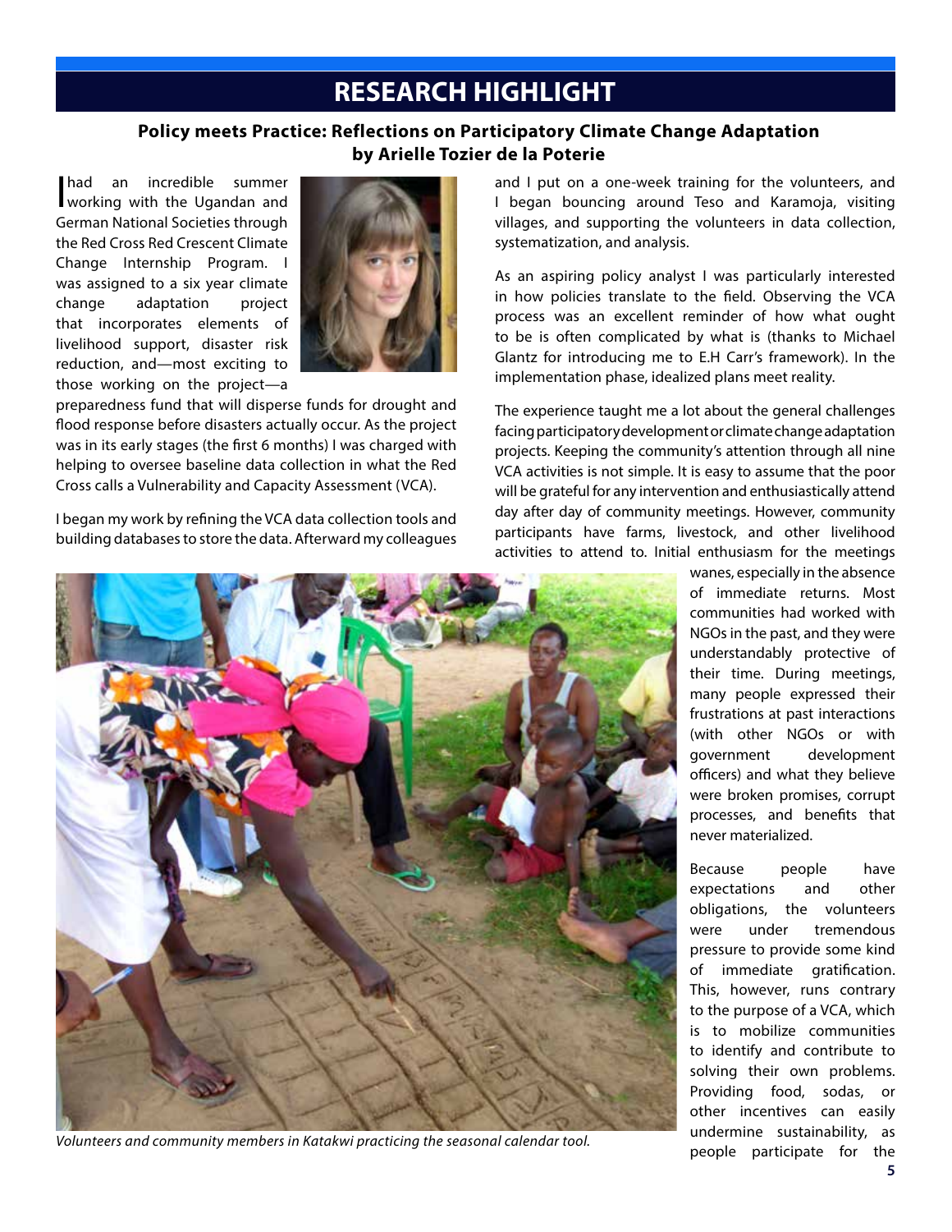# RESEARCH HIGHLIGHT

### Policy meets Practice: Reflections on Participatory Climate Change Adaptation by Arielle Tozier de la Poterie

I had an incredible summer working with the Ugandan and German National Societies through the Red Cross Red Crescent Climate Change Internship Program. I was assigned to a six year climate change adaptation project that incorporates elements of livelihood support, disaster risk reduction, and—most exciting to those working on the project—a preparedness fund that will disperse funds for drought and flood response before disasters actually occur. As the project was in its early stages (the first 6 months) I was charged with helping to oversee baseline data collection in what the Red Cross calls a Vulnerability and Capacity Assessment (VCA).

I began my work by refining the VCA data collection tools and building databases to store the data. Afterward my colleagues and I put on a one-week training for the volunteers, and I began bouncing around Teso and Karamoja, visiting villages, and supporting the volunteers in data collection, systematization, and analysis.

As an aspiring policy analyst I was particularly interested in how policies translate to the field. Observing the VCA process was an excellent reminder of how what ought to be is often complicated by what is (thanks to Michael Glantz for introducing me to E.H Carr's framework). In the implementation phase, idealized plans meet reality.

The experience taught me a lot about the general challenges facing participatory development or climate change adaptation projects. Keeping the community's attention through all nine VCA activities is not simple. It is easy to assume that the poor will be grateful for any intervention and enthusiastically attend day after day of community meetings. However, community participants have farms, livestock, and other livelihood activities to attend to. Initial enthusiasm for the meetings wanes, especially in the absence of immediate returns. Most communities had worked with NGOs in the past, and they were understandably protective of their time. During meetings, many people expressed their frustrations at past interactions (with other NGOs or with government development officers) and what they believe were broken promises, corrupt processes, and benefits that never materialized.

*Volunteers and community members in Katakwi practicing the seasonal calendar tool.*

Because people have expectations and other obligations, the volunteers were under tremendous pressure to provide some kind of immediate gratification. This, however, runs contrary to the purpose of a VCA, which is to mobilize communities to identify and contribute to solving their own problems. Providing food, sodas, or other incentives can easily undermine sustainability, as people participate for the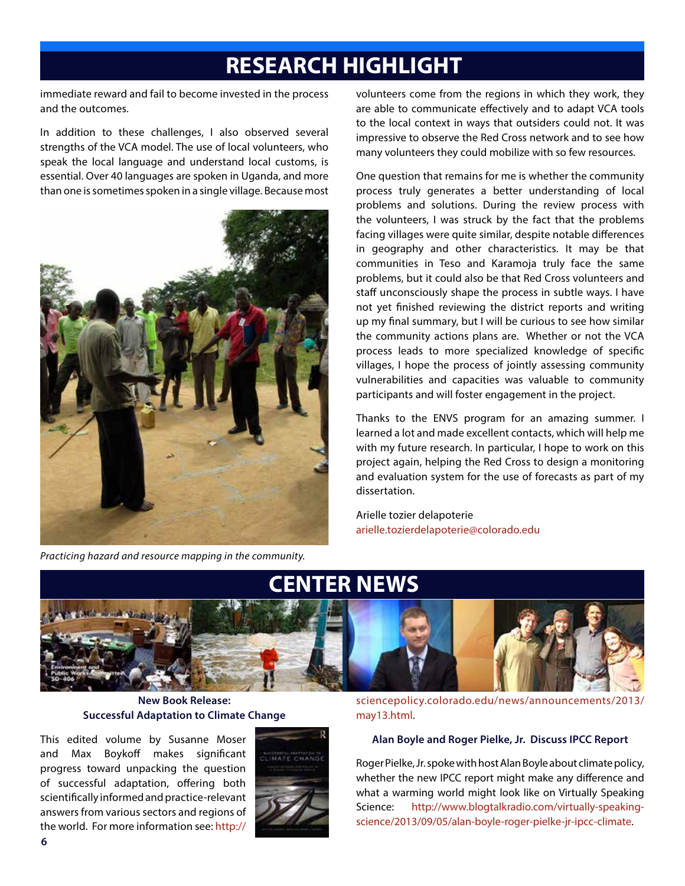# RESEARCH HIGHLIGHT

immediate reward and fail to become invested in the process and the outcomes.

In addition to these challenges, I also observed several strengths of the VCA model. The use of local volunteers, who speak the local language and understand local customs, is essential. Over 40 languages are spoken in Uganda, and more than one is sometimes spoken in a single village. Because most volunteers come from the regions in which they work, they are able to communicate effectively and to adapt VCA tools to the local context in ways that outsiders could not. It was impressive to observe the Red Cross network and to see how many volunteers they could mobilize with so few resources.

*Practicing hazard and resource mapping in the community.*

One question that remains for me is whether the community process truly generates a better understanding of local problems and solutions. During the review process with the volunteers, I was struck by the fact that the problems facing villages were quite similar, despite notable differences in geography and other characteristics. It may be that communities in Teso and Karamoja truly face the same problems, but it could also be that Red Cross volunteers and staff unconsciously shape the process in subtle ways. I have not yet finished reviewing the district reports and writing up my final summary, but I will be curious to see how similar the community actions plans are. Whether or not the VCA process leads to more specialized knowledge of specific villages, I hope the process of jointly assessing community vulnerabilities and capacities was valuable to community participants and will foster engagement in the project.

Thanks to the ENVS program for an amazing summer. I learned a lot and made excellent contacts, which will help me with my future research. In particular, I hope to work on this project again, helping the Red Cross to design a monitoring and evaluation system for the use of forecasts as part of my dissertation.

Arielle tozier delapoterie
arielle.tozierdelapoterie@colorado.edu

# CENTER NEWS

### New Book Release: Successful Adaptation to Climate Change

This edited volume by Susanne Moser and Max Boykoff makes significant progress toward unpacking the question of successful adaptation, offering both scientifically informed and practice-relevant answers from various sectors and regions of the world. For more information see: http://sciencepolicy.colorado.edu/news/announcements/2013/may13.html.

### Alan Boyle and Roger Pielke, Jr. Discuss IPCC Report

Roger Pielke, Jr. spoke with host Alan Boyle about climate policy, whether the new IPCC report might make any difference and what a warming world might look like on Virtually Speaking Science: http://www.blogtalkradio.com/virtually-speaking-science/2013/09/05/alan-boyle-roger-pielke-jr-ipcc-climate.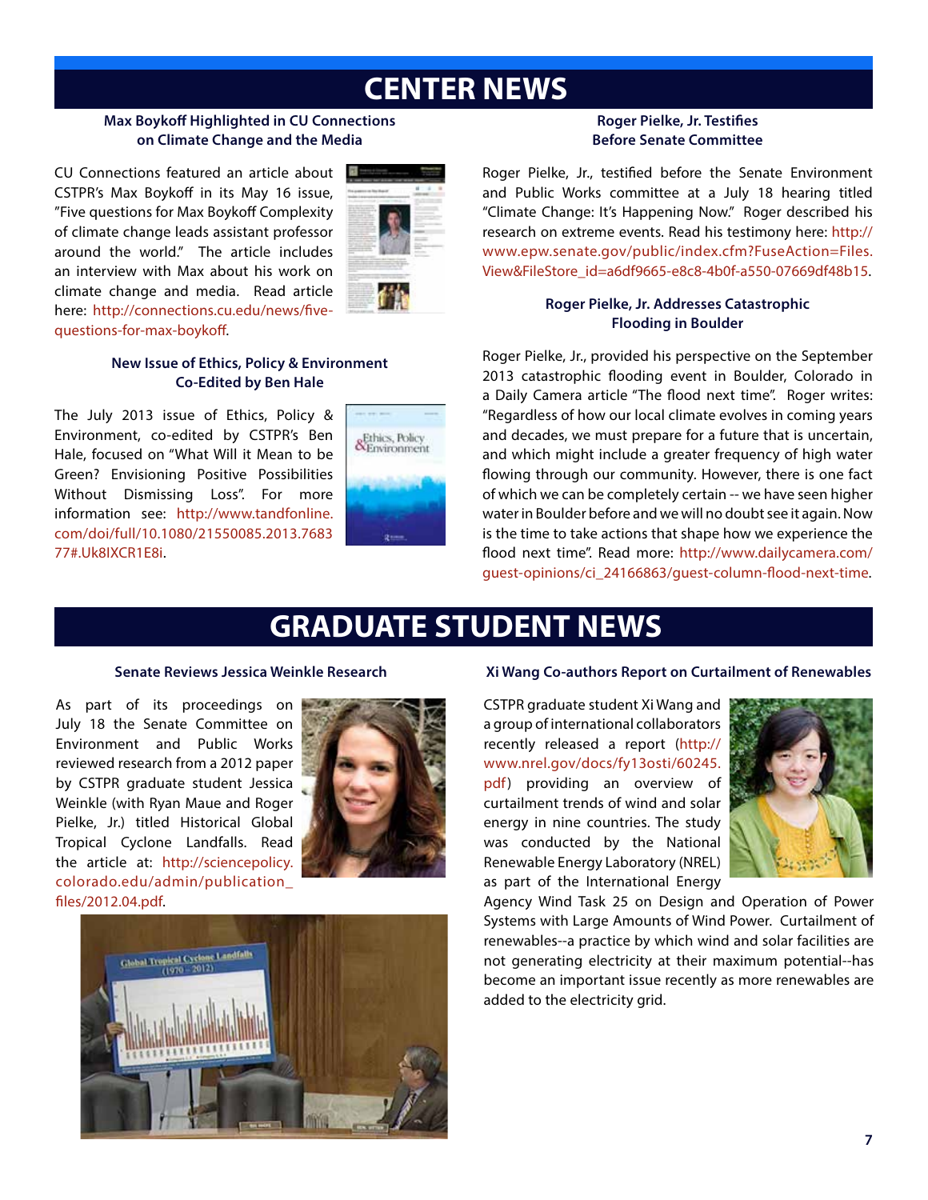# CENTER NEWS

### Max Boykoff Highlighted in CU Connections on Climate Change and the Media

CU Connections featured an article about CSTPR's Max Boykoff in its May 16 issue, "Five questions for Max Boykoff Complexity of climate change leads assistant professor around the world." The article includes an interview with Max about his work on climate change and media. Read article here: http://connections.cu.edu/news/five-questions-for-max-boykoff.

### New Issue of Ethics, Policy & Environment Co-Edited by Ben Hale

The July 2013 issue of Ethics, Policy & Environment, co-edited by CSTPR's Ben Hale, focused on "What Will it Mean to be Green? Envisioning Positive Possibilities Without Dismissing Loss". For more information see: http://www.tandfonline.com/doi/full/10.1080/21550085.2013.768377#.Uk8lXCR1E8i.

### Roger Pielke, Jr. Testifies Before Senate Committee

Roger Pielke, Jr., testified before the Senate Environment and Public Works committee at a July 18 hearing titled "Climate Change: It's Happening Now." Roger described his research on extreme events. Read his testimony here: http://www.epw.senate.gov/public/index.cfm?FuseAction=Files.View&FileStore_id=a6df9665-e8c8-4b0f-a550-07669df48b15.

### Roger Pielke, Jr. Addresses Catastrophic Flooding in Boulder

Roger Pielke, Jr., provided his perspective on the September 2013 catastrophic flooding event in Boulder, Colorado in a Daily Camera article "The flood next time". Roger writes: "Regardless of how our local climate evolves in coming years and decades, we must prepare for a future that is uncertain, and which might include a greater frequency of high water flowing through our community. However, there is one fact of which we can be completely certain -- we have seen higher water in Boulder before and we will no doubt see it again. Now is the time to take actions that shape how we experience the flood next time". Read more: http://www.dailycamera.com/guest-opinions/ci_24166863/guest-column-flood-next-time.

# GRADUATE STUDENT NEWS

### Senate Reviews Jessica Weinkle Research

As part of its proceedings on July 18 the Senate Committee on Environment and Public Works reviewed research from a 2012 paper by CSTPR graduate student Jessica Weinkle (with Ryan Maue and Roger Pielke, Jr.) titled Historical Global Tropical Cyclone Landfalls. Read the article at: http://sciencepolicy.colorado.edu/admin/publication_files/2012.04.pdf.

### Xi Wang Co-authors Report on Curtailment of Renewables

CSTPR graduate student Xi Wang and a group of international collaborators recently released a report (http://www.nrel.gov/docs/fy13osti/60245.pdf) providing an overview of curtailment trends of wind and solar energy in nine countries. The study was conducted by the National Renewable Energy Laboratory (NREL) as part of the International Energy Agency Wind Task 25 on Design and Operation of Power Systems with Large Amounts of Wind Power. Curtailment of renewables--a practice by which wind and solar facilities are not generating electricity at their maximum potential--has become an important issue recently as more renewables are added to the electricity grid.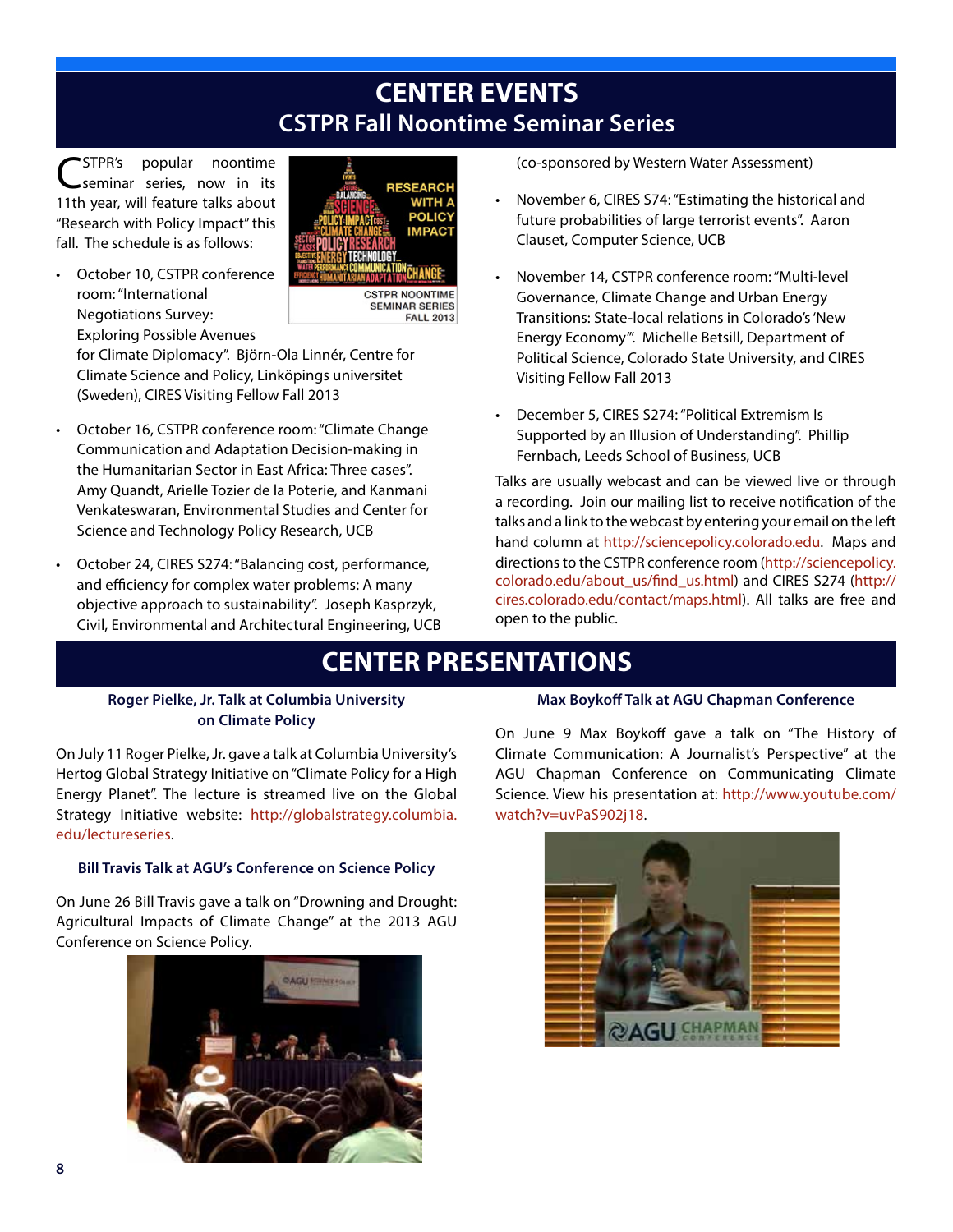# CENTER EVENTS

## CSTPR Fall Noontime Seminar Series

CSTPR's popular noontime seminar series, now in its 11th year, will feature talks about "Research with Policy Impact" this fall. The schedule is as follows:

- October 10, CSTPR conference room: "International Negotiations Survey: Exploring Possible Avenues for Climate Diplomacy". Björn-Ola Linnér, Centre for Climate Science and Policy, Linköpings universitet (Sweden), CIRES Visiting Fellow Fall 2013
- October 16, CSTPR conference room: "Climate Change Communication and Adaptation Decision-making in the Humanitarian Sector in East Africa: Three cases". Amy Quandt, Arielle Tozier de la Poterie, and Kanmani Venkateswaran, Environmental Studies and Center for Science and Technology Policy Research, UCB
- October 24, CIRES S274: "Balancing cost, performance, and efficiency for complex water problems: A many objective approach to sustainability". Joseph Kasprzyk, Civil, Environmental and Architectural Engineering, UCB (co-sponsored by Western Water Assessment)
- November 6, CIRES S74: "Estimating the historical and future probabilities of large terrorist events". Aaron Clauset, Computer Science, UCB
- November 14, CSTPR conference room: "Multi-level Governance, Climate Change and Urban Energy Transitions: State-local relations in Colorado's 'New Energy Economy'". Michelle Betsill, Department of Political Science, Colorado State University, and CIRES Visiting Fellow Fall 2013
- December 5, CIRES S274: "Political Extremism Is Supported by an Illusion of Understanding". Phillip Fernbach, Leeds School of Business, UCB

Talks are usually webcast and can be viewed live or through a recording. Join our mailing list to receive notification of the talks and a link to the webcast by entering your email on the left hand column at http://sciencepolicy.colorado.edu. Maps and directions to the CSTPR conference room (http://sciencepolicy.colorado.edu/about_us/find_us.html) and CIRES S274 (http://cires.colorado.edu/contact/maps.html). All talks are free and open to the public.

# CENTER PRESENTATIONS

### Roger Pielke, Jr. Talk at Columbia University on Climate Policy

On July 11 Roger Pielke, Jr. gave a talk at Columbia University's Hertog Global Strategy Initiative on "Climate Policy for a High Energy Planet". The lecture is streamed live on the Global Strategy Initiative website: http://globalstrategy.columbia.edu/lectureseries.

### Bill Travis Talk at AGU's Conference on Science Policy

On June 26 Bill Travis gave a talk on "Drowning and Drought: Agricultural Impacts of Climate Change" at the 2013 AGU Conference on Science Policy.

### Max Boykoff Talk at AGU Chapman Conference

On June 9 Max Boykoff gave a talk on "The History of Climate Communication: A Journalist's Perspective" at the AGU Chapman Conference on Communicating Climate Science. View his presentation at: http://www.youtube.com/watch?v=uvPaS902j18.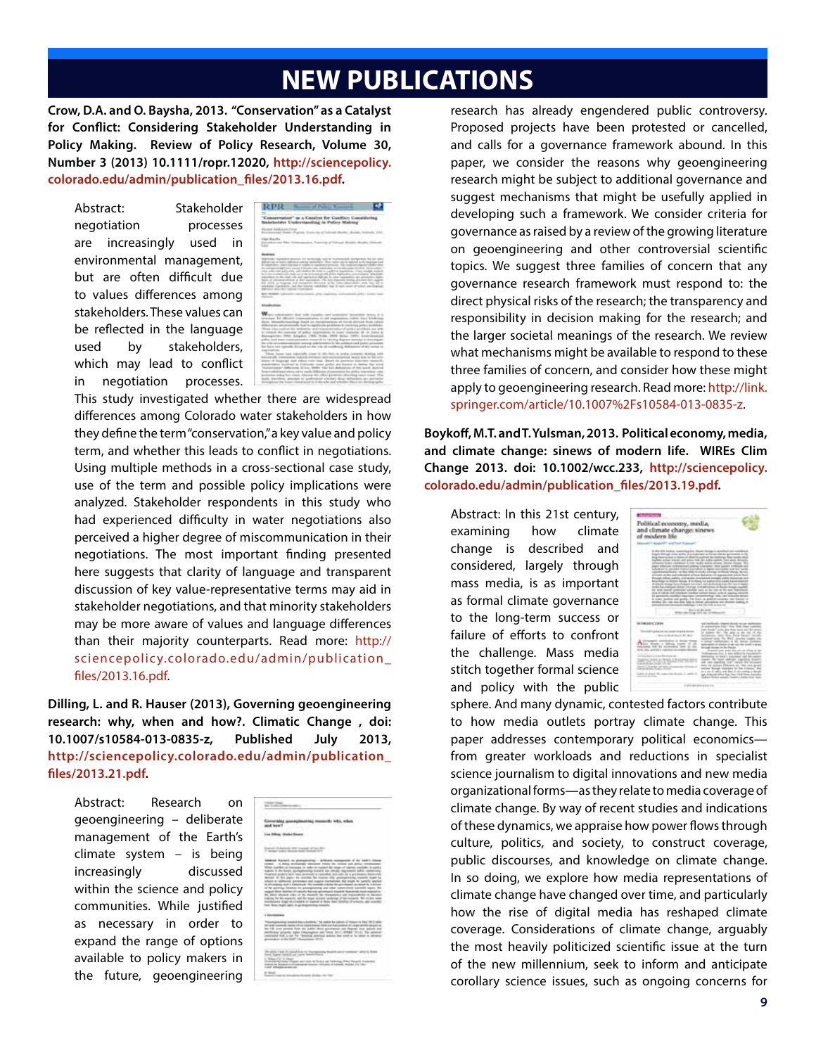# NEW PUBLICATIONS

**Crow, D.A. and O. Baysha, 2013. "Conservation" as a Catalyst for Conflict: Considering Stakeholder Understanding in Policy Making. Review of Policy Research, Volume 30, Number 3 (2013) 10.1111/ropr.12020, http://sciencepolicy.colorado.edu/admin/publication_files/2013.16.pdf.**

Abstract: Stakeholder negotiation processes are increasingly used in environmental management, but are often difficult due to values differences among stakeholders. These values can be reflected in the language used by stakeholders, which may lead to conflict in negotiation processes. This study investigated whether there are widespread differences among Colorado water stakeholders in how they define the term "conservation," a key value and policy term, and whether this leads to conflict in negotiations. Using multiple methods in a cross-sectional case study, use of the term and possible policy implications were analyzed. Stakeholder respondents in this study who had experienced difficulty in water negotiations also perceived a higher degree of miscommunication in their negotiations. The most important finding presented here suggests that clarity of language and transparent discussion of key value-representative terms may aid in stakeholder negotiations, and that minority stakeholders may be more aware of values and language differences than their majority counterparts. Read more: http://sciencepolicy.colorado.edu/admin/publication_files/2013.16.pdf.

**Dilling, L. and R. Hauser (2013), Governing geoengineering research: why, when and how?. Climatic Change , doi: 10.1007/s10584-013-0835-z, Published July 2013, http://sciencepolicy.colorado.edu/admin/publication_files/2013.21.pdf.**

Abstract: Research on geoengineering – deliberate management of the Earth's climate system – is being increasingly discussed within the science and policy communities. While justified as necessary in order to expand the range of options available to policy makers in the future, geoengineering research has already engendered public controversy. Proposed projects have been protested or cancelled, and calls for a governance framework abound. In this paper, we consider the reasons why geoengineering research might be subject to additional governance and suggest mechanisms that might be usefully applied in developing such a framework. We consider criteria for governance as raised by a review of the growing literature on geoengineering and other controversial scientific topics. We suggest three families of concern that any governance research framework must respond to: the direct physical risks of the research; the transparency and responsibility in decision making for the research; and the larger societal meanings of the research. We review what mechanisms might be available to respond to these three families of concern, and consider how these might apply to geoengineering research. Read more: http://link.springer.com/article/10.1007%2Fs10584-013-0835-z.

**Boykoff, M.T. and T. Yulsman, 2013. Political economy, media, and climate change: sinews of modern life. WIREs Clim Change 2013. doi: 10.1002/wcc.233, http://sciencepolicy.colorado.edu/admin/publication_files/2013.19.pdf.**

Abstract: In this 21st century, examining how climate change is described and considered, largely through mass media, is as important as formal climate governance to the long-term success or failure of efforts to confront the challenge. Mass media stitch together formal science and policy with the public sphere. And many dynamic, contested factors contribute to how media outlets portray climate change. This paper addresses contemporary political economics—from greater workloads and reductions in specialist science journalism to digital innovations and new media organizational forms—as they relate to media coverage of climate change. By way of recent studies and indications of these dynamics, we appraise how power flows through culture, politics, and society, to construct coverage, public discourses, and knowledge on climate change. In so doing, we explore how media representations of climate change have changed over time, and particularly how the rise of digital media has reshaped climate coverage. Considerations of climate change, arguably the most heavily politicized scientific issue at the turn of the new millennium, seek to inform and anticipate corollary science issues, such as ongoing concerns for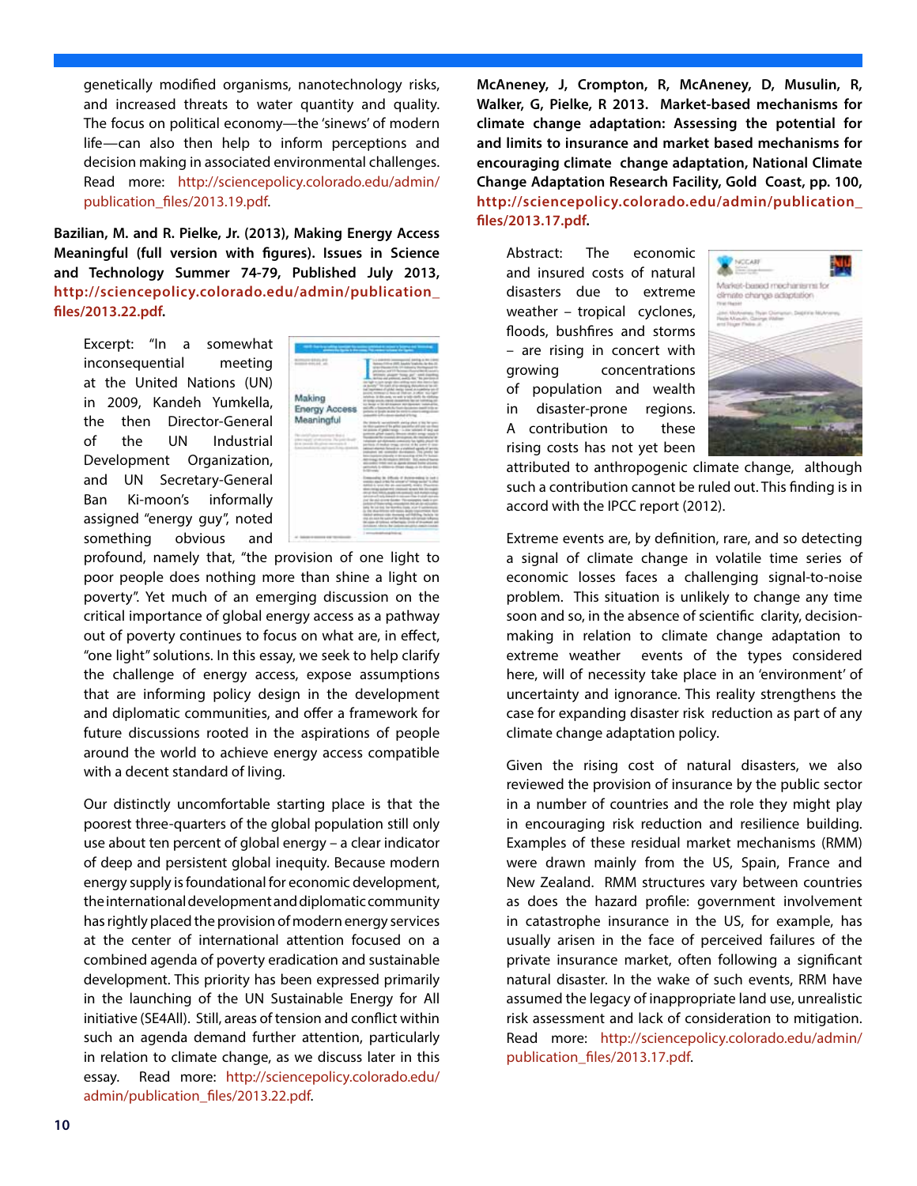genetically modified organisms, nanotechnology risks, and increased threats to water quantity and quality. The focus on political economy—the 'sinews' of modern life—can also then help to inform perceptions and decision making in associated environmental challenges. Read more: http://sciencepolicy.colorado.edu/admin/publication_files/2013.19.pdf.

**Bazilian, M. and R. Pielke, Jr. (2013), Making Energy Access Meaningful (full version with figures). Issues in Science and Technology Summer 74-79, Published July 2013, http://sciencepolicy.colorado.edu/admin/publication_files/2013.22.pdf.**

Excerpt: "In a somewhat inconsequential meeting at the United Nations (UN) in 2009, Kandeh Yumkella, the then Director-General of the UN Industrial Development Organization, and UN Secretary-General Ban Ki-moon's informally assigned "energy guy", noted something obvious and profound, namely that, "the provision of one light to poor people does nothing more than shine a light on poverty". Yet much of an emerging discussion on the critical importance of global energy access as a pathway out of poverty continues to focus on what are, in effect, "one light" solutions. In this essay, we seek to help clarify the challenge of energy access, expose assumptions that are informing policy design in the development and diplomatic communities, and offer a framework for future discussions rooted in the aspirations of people around the world to achieve energy access compatible with a decent standard of living.

Our distinctly uncomfortable starting place is that the poorest three-quarters of the global population still only use about ten percent of global energy – a clear indicator of deep and persistent global inequity. Because modern energy supply is foundational for economic development, the international development and diplomatic community has rightly placed the provision of modern energy services at the center of international attention focused on a combined agenda of poverty eradication and sustainable development. This priority has been expressed primarily in the launching of the UN Sustainable Energy for All initiative (SE4All). Still, areas of tension and conflict within such an agenda demand further attention, particularly in relation to climate change, as we discuss later in this essay. Read more: http://sciencepolicy.colorado.edu/admin/publication_files/2013.22.pdf.

**McAneney, J, Crompton, R, McAneney, D, Musulin, R, Walker, G, Pielke, R 2013. Market-based mechanisms for climate change adaptation: Assessing the potential for and limits to insurance and market based mechanisms for encouraging climate change adaptation, National Climate Change Adaptation Research Facility, Gold Coast, pp. 100, http://sciencepolicy.colorado.edu/admin/publication_files/2013.17.pdf.**

Abstract: The economic and insured costs of natural disasters due to extreme weather – tropical cyclones, floods, bushfires and storms – are rising in concert with growing concentrations of population and wealth in disaster-prone regions. A contribution to these rising costs has not yet been attributed to anthropogenic climate change, although such a contribution cannot be ruled out. This finding is in accord with the IPCC report (2012).

Extreme events are, by definition, rare, and so detecting a signal of climate change in volatile time series of economic losses faces a challenging signal-to-noise problem. This situation is unlikely to change any time soon and so, in the absence of scientific clarity, decision-making in relation to climate change adaptation to extreme weather events of the types considered here, will of necessity take place in an 'environment' of uncertainty and ignorance. This reality strengthens the case for expanding disaster risk reduction as part of any climate change adaptation policy.

Given the rising cost of natural disasters, we also reviewed the provision of insurance by the public sector in a number of countries and the role they might play in encouraging risk reduction and resilience building. Examples of these residual market mechanisms (RMM) were drawn mainly from the US, Spain, France and New Zealand. RMM structures vary between countries as does the hazard profile: government involvement in catastrophe insurance in the US, for example, has usually arisen in the face of perceived failures of the private insurance market, often following a significant natural disaster. In the wake of such events, RRM have assumed the legacy of inappropriate land use, unrealistic risk assessment and lack of consideration to mitigation. Read more: http://sciencepolicy.colorado.edu/admin/publication_files/2013.17.pdf.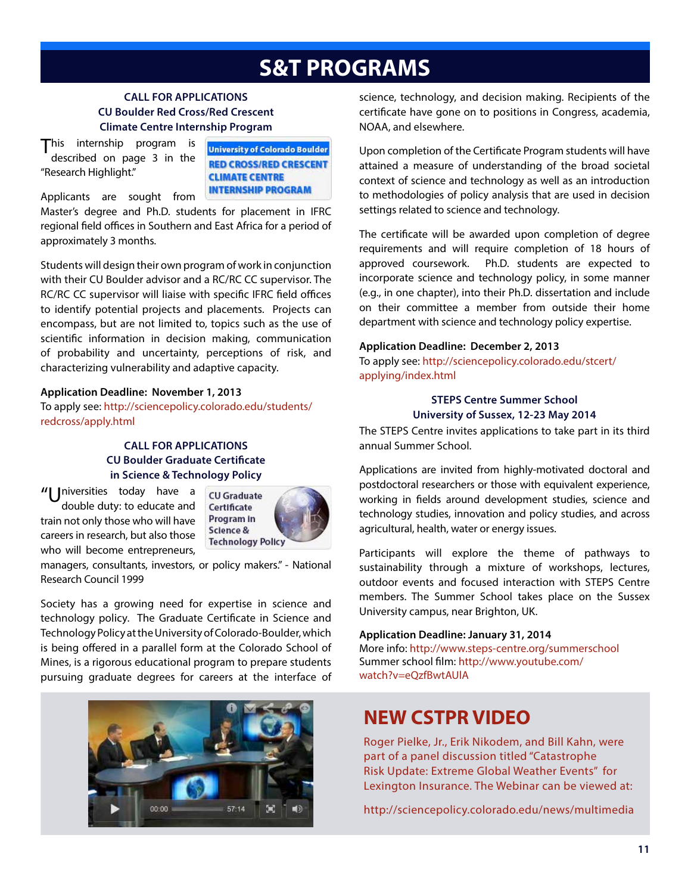# S&T PROGRAMS

### CALL FOR APPLICATIONS
### CU Boulder Red Cross/Red Crescent Climate Centre Internship Program

This internship program is described on page 3 in the "Research Highlight."

University of Colorado Boulder
RED CROSS/RED CRESCENT CLIMATE CENTRE INTERNSHIP PROGRAM

Applicants are sought from Master's degree and Ph.D. students for placement in IFRC regional field offices in Southern and East Africa for a period of approximately 3 months.

Students will design their own program of work in conjunction with their CU Boulder advisor and a RC/RC CC supervisor. The RC/RC CC supervisor will liaise with specific IFRC field offices to identify potential projects and placements. Projects can encompass, but are not limited to, topics such as the use of scientific information in decision making, communication of probability and uncertainty, perceptions of risk, and characterizing vulnerability and adaptive capacity.

**Application Deadline: November 1, 2013**
To apply see: http://sciencepolicy.colorado.edu/students/redcross/apply.html

### CALL FOR APPLICATIONS
### CU Boulder Graduate Certificate in Science & Technology Policy

CU Graduate Certificate Program in Science & Technology Policy

"Universities today have a double duty: to educate and train not only those who will have careers in research, but also those who will become entrepreneurs, managers, consultants, investors, or policy makers." - National Research Council 1999

Society has a growing need for expertise in science and technology policy. The Graduate Certificate in Science and Technology Policy at the University of Colorado-Boulder, which is being offered in a parallel form at the Colorado School of Mines, is a rigorous educational program to prepare students pursuing graduate degrees for careers at the interface of science, technology, and decision making. Recipients of the certificate have gone on to positions in Congress, academia, NOAA, and elsewhere.

Upon completion of the Certificate Program students will have attained a measure of understanding of the broad societal context of science and technology as well as an introduction to methodologies of policy analysis that are used in decision settings related to science and technology.

The certificate will be awarded upon completion of degree requirements and will require completion of 18 hours of approved coursework. Ph.D. students are expected to incorporate science and technology policy, in some manner (e.g., in one chapter), into their Ph.D. dissertation and include on their committee a member from outside their home department with science and technology policy expertise.

**Application Deadline: December 2, 2013**
To apply see: http://sciencepolicy.colorado.edu/stcert/applying/index.html

### STEPS Centre Summer School
### University of Sussex, 12-23 May 2014

The STEPS Centre invites applications to take part in its third annual Summer School.

Applications are invited from highly-motivated doctoral and postdoctoral researchers or those with equivalent experience, working in fields around development studies, science and technology studies, innovation and policy studies, and across agricultural, health, water or energy issues.

Participants will explore the theme of pathways to sustainability through a mixture of workshops, lectures, outdoor events and focused interaction with STEPS Centre members. The Summer School takes place on the Sussex University campus, near Brighton, UK.

**Application Deadline: January 31, 2014**
More info: http://www.steps-centre.org/summerschool
Summer school film: http://www.youtube.com/watch?v=eQzfBwtAUIA

## NEW CSTPR VIDEO

Roger Pielke, Jr., Erik Nikodem, and Bill Kahn, were part of a panel discussion titled "Catastrophe Risk Update: Extreme Global Weather Events" for Lexington Insurance. The Webinar can be viewed at:

http://sciencepolicy.colorado.edu/news/multimedia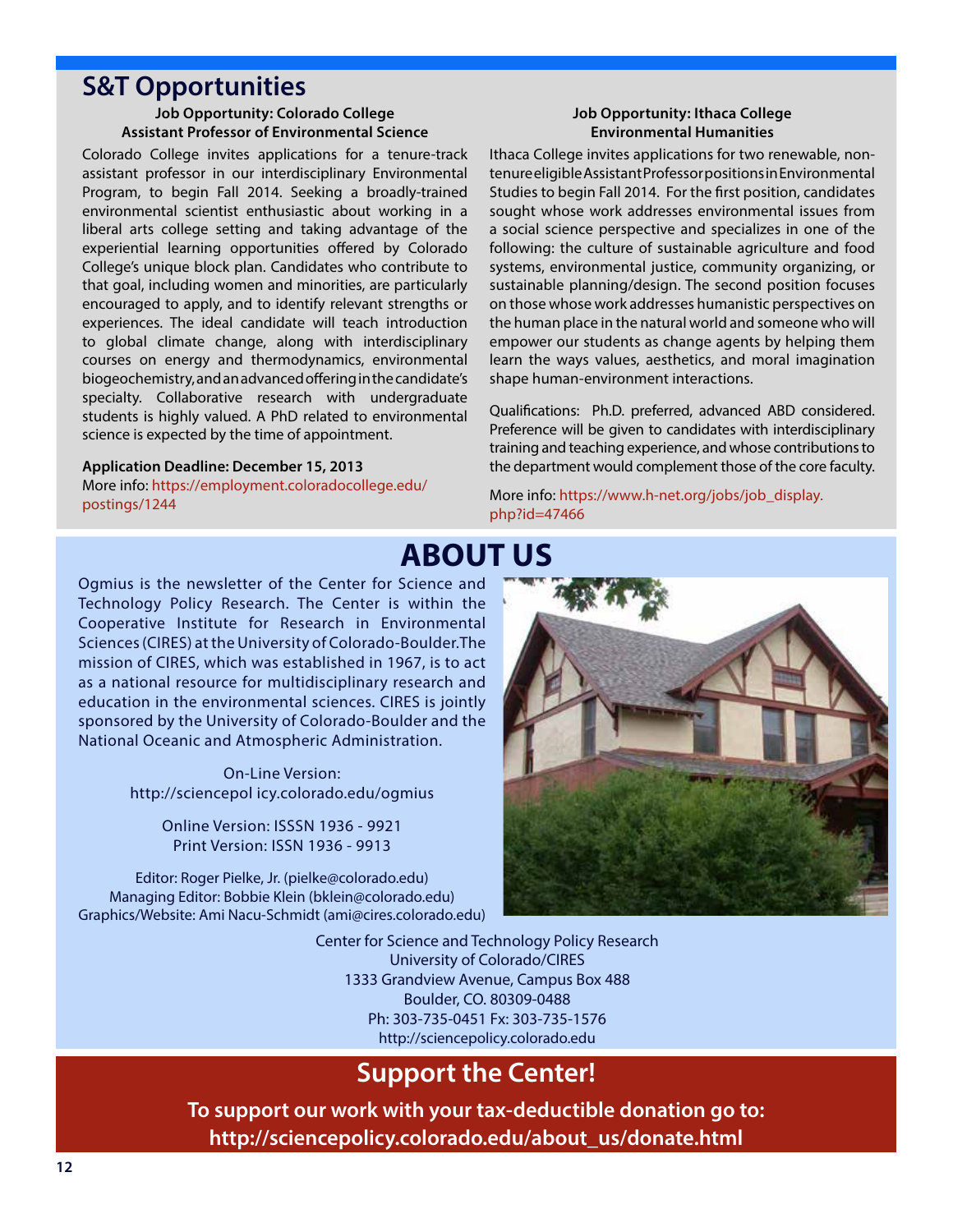## S&T Opportunities

**Job Opportunity: Colorado College**
**Assistant Professor of Environmental Science**

Colorado College invites applications for a tenure-track assistant professor in our interdisciplinary Environmental Program, to begin Fall 2014. Seeking a broadly-trained environmental scientist enthusiastic about working in a liberal arts college setting and taking advantage of the experiential learning opportunities offered by Colorado College's unique block plan. Candidates who contribute to that goal, including women and minorities, are particularly encouraged to apply, and to identify relevant strengths or experiences. The ideal candidate will teach introduction to global climate change, along with interdisciplinary courses on energy and thermodynamics, environmental biogeochemistry, and an advanced offering in the candidate's specialty. Collaborative research with undergraduate students is highly valued. A PhD related to environmental science is expected by the time of appointment.

**Application Deadline: December 15, 2013**
More info: https://employment.coloradocollege.edu/postings/1244

**Job Opportunity: Ithaca College**
**Environmental Humanities**

Ithaca College invites applications for two renewable, non-tenure eligible Assistant Professor positions in Environmental Studies to begin Fall 2014. For the first position, candidates sought whose work addresses environmental issues from a social science perspective and specializes in one of the following: the culture of sustainable agriculture and food systems, environmental justice, community organizing, or sustainable planning/design. The second position focuses on those whose work addresses humanistic perspectives on the human place in the natural world and someone who will empower our students as change agents by helping them learn the ways values, aesthetics, and moral imagination shape human-environment interactions.

Qualifications: Ph.D. preferred, advanced ABD considered. Preference will be given to candidates with interdisciplinary training and teaching experience, and whose contributions to the department would complement those of the core faculty.

More info: https://www.h-net.org/jobs/job_display.php?id=47466

## ABOUT US

Ogmius is the newsletter of the Center for Science and Technology Policy Research. The Center is within the Cooperative Institute for Research in Environmental Sciences (CIRES) at the University of Colorado-Boulder. The mission of CIRES, which was established in 1967, is to act as a national resource for multidisciplinary research and education in the environmental sciences. CIRES is jointly sponsored by the University of Colorado-Boulder and the National Oceanic and Atmospheric Administration.

On-Line Version:
http://sciencepol icy.colorado.edu/ogmius

Online Version: ISSSN 1936 - 9921
Print Version: ISSN 1936 - 9913

Editor: Roger Pielke, Jr. (pielke@colorado.edu)
Managing Editor: Bobbie Klein (bklein@colorado.edu)
Graphics/Website: Ami Nacu-Schmidt (ami@cires.colorado.edu)

Center for Science and Technology Policy Research
University of Colorado/CIRES
1333 Grandview Avenue, Campus Box 488
Boulder, CO. 80309-0488
Ph: 303-735-0451 Fx: 303-735-1576
http://sciencepolicy.colorado.edu

## Support the Center!

**To support our work with your tax-deductible donation go to:**
**http://sciencepolicy.colorado.edu/about_us/donate.html**